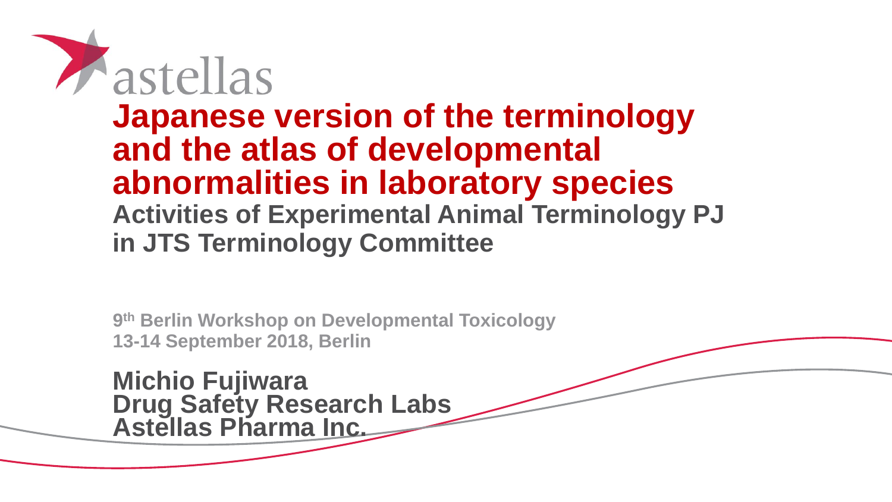astellas

# Japanese version of the terminology and the atlas of developmental abnormalities in laboratory species

## Activities of Experimental Animal Terminology PJ in JTS Terminology Committee

**9th Berlin Workshop on Developmental Toxicology**
**13-14 September 2018, Berlin**

**Michio Fujiwara**
**Drug Safety Research Labs**
**Astellas Pharma Inc.**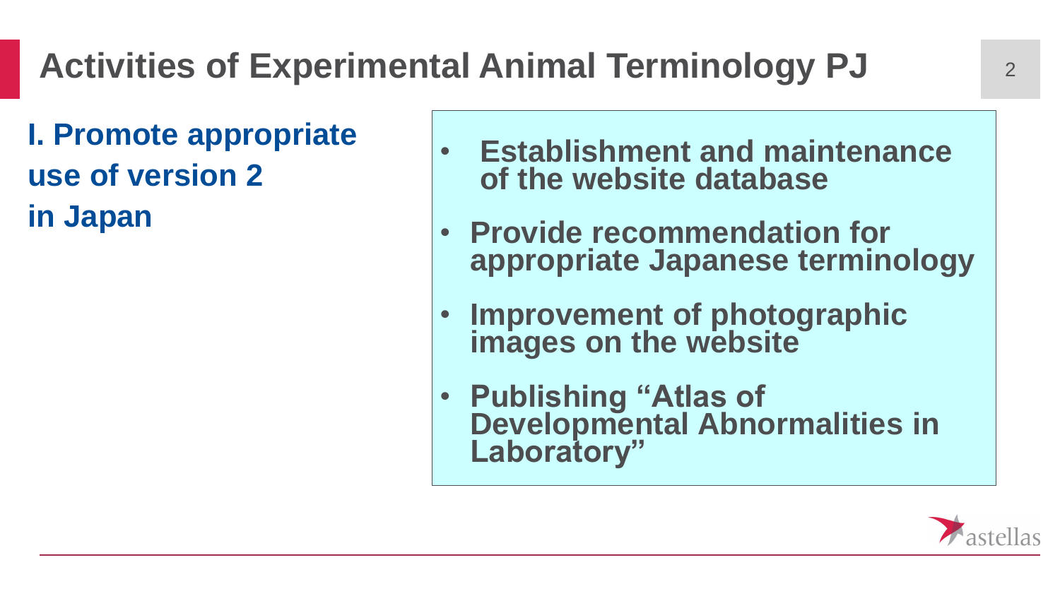# Activities of Experimental Animal Terminology PJ

**I. Promote appropriate use of version 2 in Japan**

- **Establishment and maintenance of the website database**
- **Provide recommendation for appropriate Japanese terminology**
- **Improvement of photographic images on the website**
- **Publishing "Atlas of Developmental Abnormalities in Laboratory"**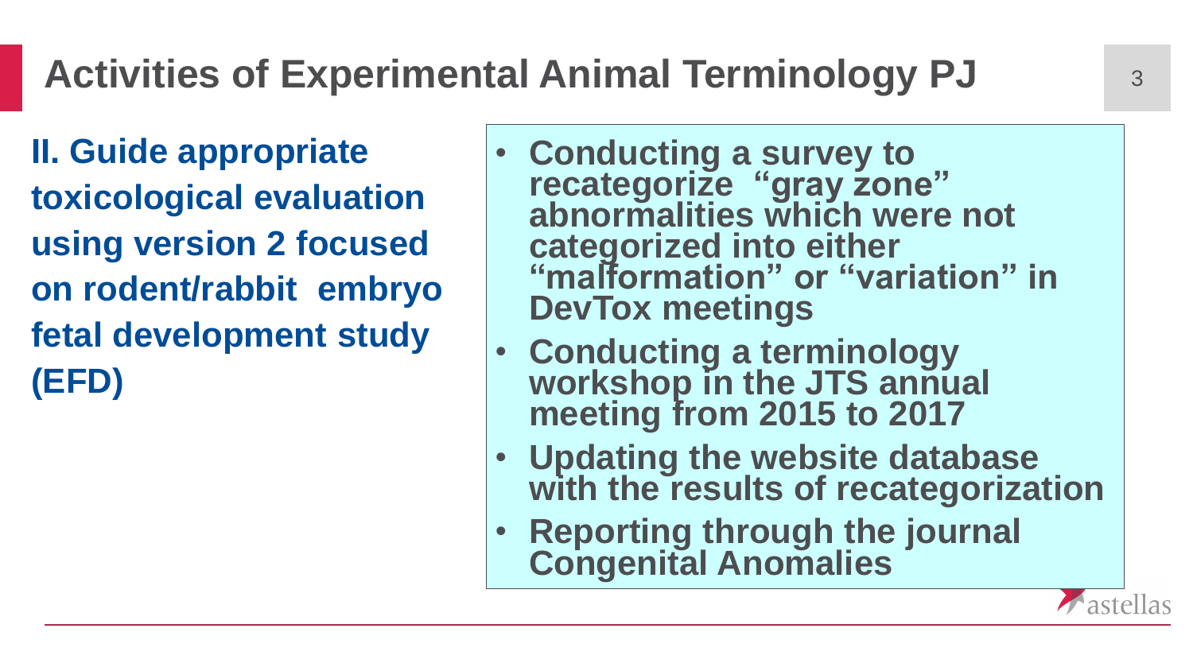# Activities of Experimental Animal Terminology PJ

**II. Guide appropriate toxicological evaluation using version 2 focused on rodent/rabbit embryo fetal development study (EFD)**

- **Conducting a survey to recategorize "gray zone" abnormalities which were not categorized into either "malformation" or "variation" in DevTox meetings**
- **Conducting a terminology workshop in the JTS annual meeting from 2015 to 2017**
- **Updating the website database with the results of recategorization**
- **Reporting through the journal Congenital Anomalies**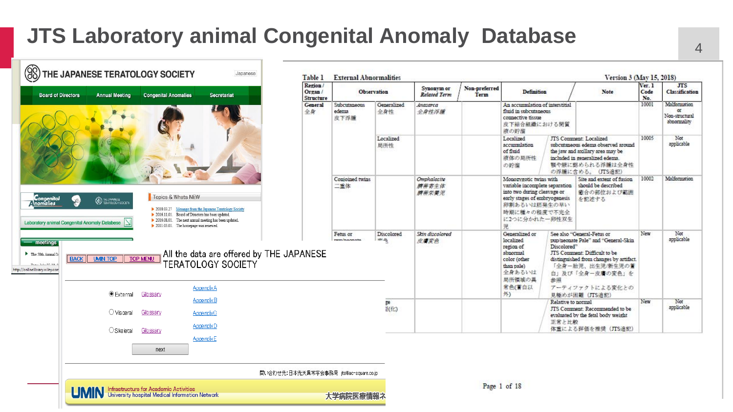# JTS Laboratory animal Congenital Anomaly Database

THE JAPANESE TERATOLOGY SOCIETY

Japanese

Board of Directors | Annual Meeting | Congenital Anomalies | Secretariat

Congenital Anomalies

Topics & Whats NEW

- 2018.03.27 Message from the Japanese Teratology Society
- 2016.11.01 Board of Directors has been updated.
- 2016.08.01 The next annual meeting has been updated.
- 2011.03.01 The homepage was renewed.

Laboratory animal Congenital Anomaly Database

meetings

BACK | UMIN TOP | TOP MENU

All the data are offered by THE JAPANESE TERATOLOGY SOCIETY

- External — Glossary — AppendixA
- AppendixB
- Visceral — Glossary — AppendixC
- AppendixD
- Skeletal — Glossary — AppendixE

next

問い合わせ先:日本先天異常学会事務局 jts@ac-square.co.jp

UMIN Infrastructure for Academic Activities University hospital Medical Information Network 大学病院医療情報ネ

**Table 1 External Abnormalities** — Version 3 (May 15, 2018)

| Region / Organ / Structure | Observation | | Synonym or Related Term | Non-preferred Term | Definition | Note | Ver. 1 Code No. | JTS Classification |
|---|---|---|---|---|---|---|---|---|
| General 全身 | Subcutaneous edema 皮下浮腫 | Generalized 全身性 | *Anasarca 全身性浮腫* | | An accumulation of interstitial fluid in subcutaneous connective tissue 皮下結合組織における間質液の貯留 | | 10001 | Malformation or Non-structural abnormality |
| | | Localized 局所性 | | | Localized accumulation of fluid 液体の局所性の貯留 | JTS Comment: Localized subcutaneous edema observed around the jaw and axillary area may be included in generalized edema. 顎や腋に認められる浮腫は全身性の浮腫に含める。(JTS追記) | 10005 | Not applicable |
| | Conjoined twins 二重体 | | *Omphalosite 臍帯寄生体 臍帯栄養児* | | Monozygotic twins with variable incomplete separation into two during cleavage or early stages of embryogenesis 卵割あるいは胚発生の早い時期に種々の程度で不完全に2つに分かれた一卵性双生児 | Site and extent of fusion should be described 癒合の部位および範囲を記述する | 10002 | Malformation |
| | Fetus or pup/neonate | Discolored 変色 | *Skin discolored 皮膚変色* | | Generalized or localized region of abnormal color (other than pale) 全身あるいは局所領域の異常な色(蒼白以外) | See also "General-Fetus or pup/neonate Pale" and "General-Skin Discolored" JTS Comment: Difficult to be distinguished from changes by artifact. 「全身－胎児、出生児/新生児の蒼白」及び「全身－皮膚の変色」を参照 アーティファクトによる変化との見極めが困難 (JTS追記) | New | Not applicable |
| | | ...ge ...(化) | | | | Relative to normal JTS Comment: Recommended to be evaluated by the fetal body weight 正常と比較 体重による評価を推奨 (JTS追記) | New | Not applicable |

Page 1 of 18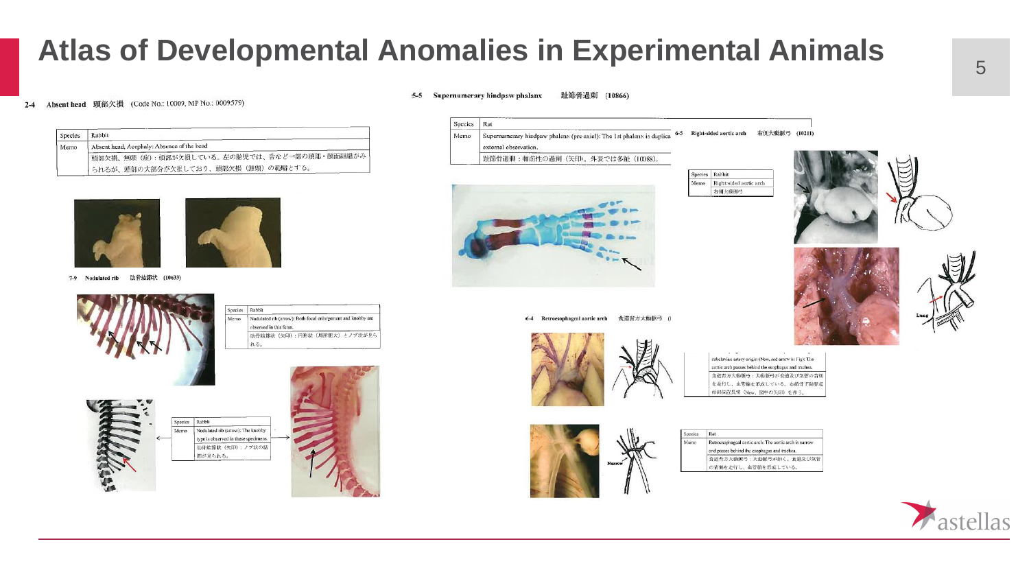# Atlas of Developmental Anomalies in Experimental Animals

**2-4 Absent head 頭部欠損 (Code No.: 10009, MP No.: 0009579)**

| Species | Rabbit |
|---|---|
| Memo | Absent head, Acephaly: Absence of the head |
| | 頭部欠損，無頭（症）：頭部が欠損している。左の胎児では、舌など一部の頭部・顔面組織がみられるが、頭部の大部分が欠損しており、頭部欠損（無頭）の範疇とする。 |

**7-9 Nodulated rib 肋骨結節状 (10633)**

| Species | Rabbit |
|---|---|
| Memo | Nodulated rib (arrow): Both focal enlargement and knobby are observed in this fetus. |
| | 肋骨結節状（矢印）：円形状（局所肥大）とノブ状が見られる。 |

| Species | Rabbit |
|---|---|
| Memo | Nodulated rib (arrow): The knobby type is observed in these specimens. |
| | 肋骨結節状（矢印）：ノブ状の結節が見られる。 |

**5-5 Supernumerary hindpaw phalanx 趾節骨過剰 (10866)**

| Species | Rat |
|---|---|
| Memo | Supernumerary hindpaw phalanx (pre-axial): The 1st phalanx is duplica[ted on] external observation. |
| | 趾節骨過剰：軸前性の過剰（矢印）。外表では多趾（10088）。 |

**6-5 Right-sided aortic arch 右側大動脈弓 (10211)**

| Species | Rabbit |
|---|---|
| Memo | Right-sided aortic arch |
| | 右側大動脈弓 |

**6-4 Retroesophageal aortic arch 食道背方大動脈弓 (**

| | |
|---|---|
| | subclavian artery origin (Now, red arrow in Fig): The aortic arch passes behind the esophagus and trachea. |
| | 食道背方大動脈弓：大動脈弓が食道及び気管の背側を走行し、血管輪を形成している。右鎖骨下動脈起始部位置異常（New，図中の矢印）を伴う。 |

| Species | Rat |
|---|---|
| Memo | Retroesophageal aortic arch: The aortic arch is narrow and passes behind the esophagus and trachea. |
| | 食道背方大動脈弓：大動脈弓が細く，食道及び気管の背側を走行し，血管輪を形成している。 |

Narrow

Lung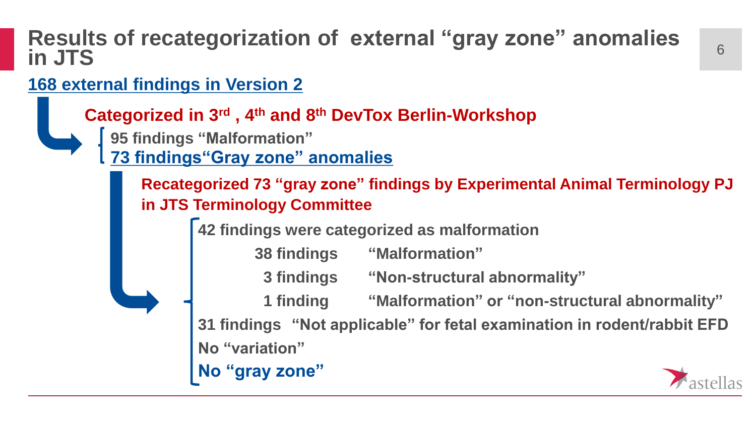# Results of recategorization of external "gray zone" anomalies in JTS

**168 external findings in Version 2**

**Categorized in 3rd , 4th and 8th DevTox Berlin-Workshop**

- **95 findings "Malformation"**
- **73 findings"Gray zone" anomalies**

**Recategorized 73 "gray zone" findings by Experimental Animal Terminology PJ in JTS Terminology Committee**

- **42 findings were categorized as malformation**
  - **38 findings "Malformation"**
  - **3 findings "Non-structural abnormality"**
  - **1 finding "Malformation" or "non-structural abnormality"**
- **31 findings "Not applicable" for fetal examination in rodent/rabbit EFD**
- **No "variation"**
- **No "gray zone"**